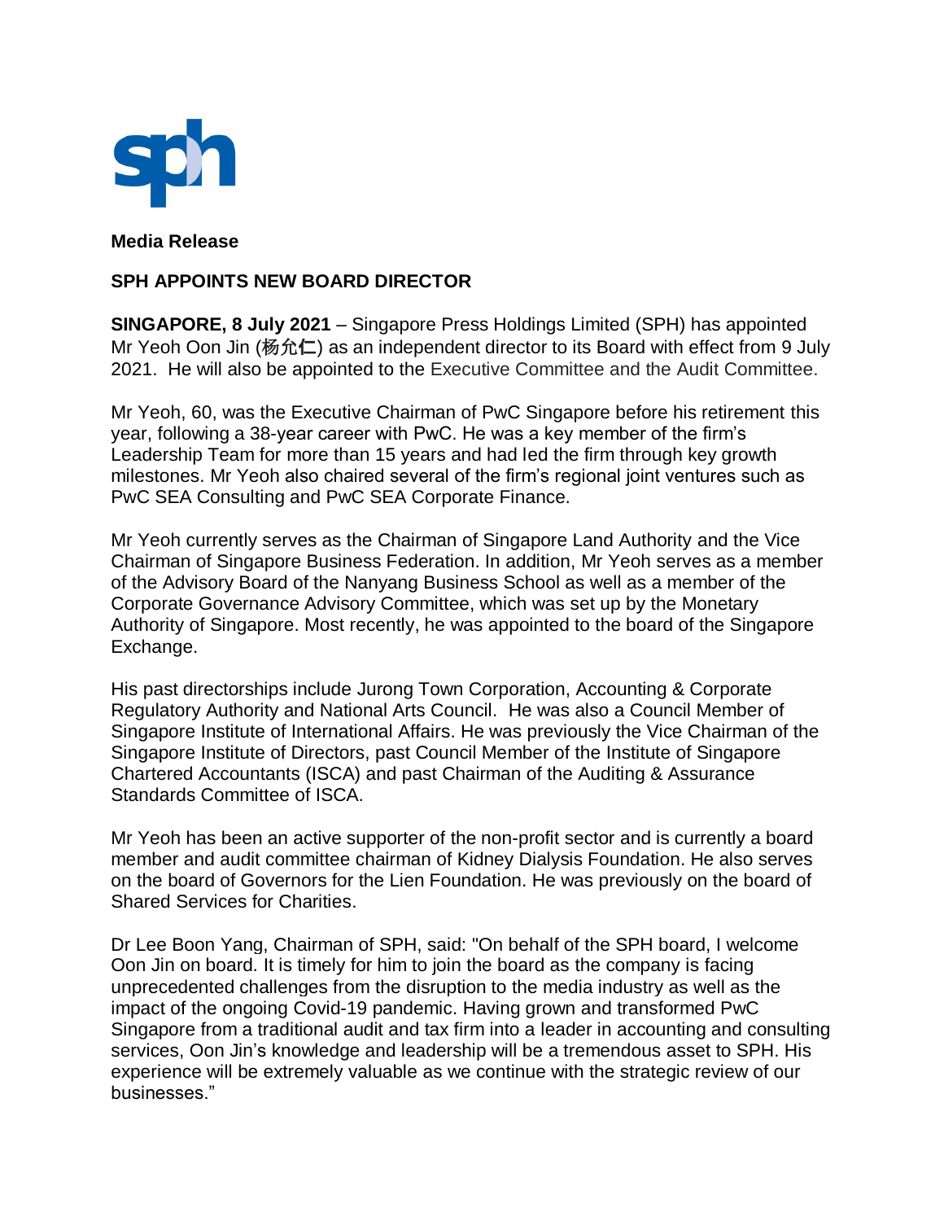**Media Release**

**SPH APPOINTS NEW BOARD DIRECTOR**

**SINGAPORE, 8 July 2021** – Singapore Press Holdings Limited (SPH) has appointed Mr Yeoh Oon Jin (杨允仁) as an independent director to its Board with effect from 9 July 2021. He will also be appointed to the Executive Committee and the Audit Committee.

Mr Yeoh, 60, was the Executive Chairman of PwC Singapore before his retirement this year, following a 38-year career with PwC. He was a key member of the firm's Leadership Team for more than 15 years and had led the firm through key growth milestones. Mr Yeoh also chaired several of the firm's regional joint ventures such as PwC SEA Consulting and PwC SEA Corporate Finance.

Mr Yeoh currently serves as the Chairman of Singapore Land Authority and the Vice Chairman of Singapore Business Federation. In addition, Mr Yeoh serves as a member of the Advisory Board of the Nanyang Business School as well as a member of the Corporate Governance Advisory Committee, which was set up by the Monetary Authority of Singapore. Most recently, he was appointed to the board of the Singapore Exchange.

His past directorships include Jurong Town Corporation, Accounting & Corporate Regulatory Authority and National Arts Council. He was also a Council Member of Singapore Institute of International Affairs. He was previously the Vice Chairman of the Singapore Institute of Directors, past Council Member of the Institute of Singapore Chartered Accountants (ISCA) and past Chairman of the Auditing & Assurance Standards Committee of ISCA.

Mr Yeoh has been an active supporter of the non-profit sector and is currently a board member and audit committee chairman of Kidney Dialysis Foundation. He also serves on the board of Governors for the Lien Foundation. He was previously on the board of Shared Services for Charities.

Dr Lee Boon Yang, Chairman of SPH, said: "On behalf of the SPH board, I welcome Oon Jin on board. It is timely for him to join the board as the company is facing unprecedented challenges from the disruption to the media industry as well as the impact of the ongoing Covid-19 pandemic. Having grown and transformed PwC Singapore from a traditional audit and tax firm into a leader in accounting and consulting services, Oon Jin's knowledge and leadership will be a tremendous asset to SPH. His experience will be extremely valuable as we continue with the strategic review of our businesses."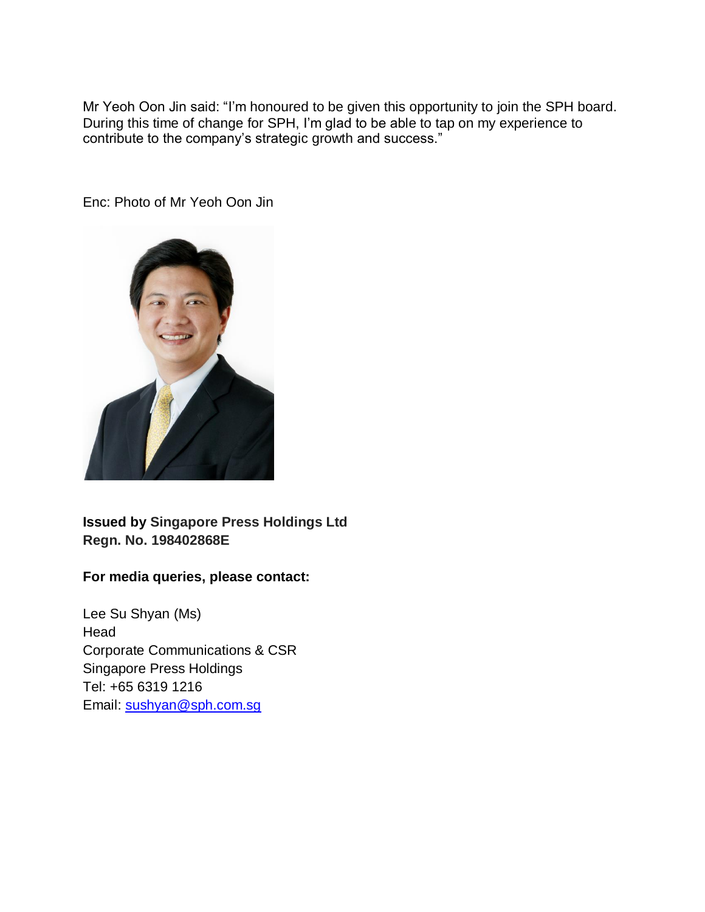Mr Yeoh Oon Jin said: "I'm honoured to be given this opportunity to join the SPH board. During this time of change for SPH, I'm glad to be able to tap on my experience to contribute to the company's strategic growth and success."

Enc: Photo of Mr Yeoh Oon Jin

**Issued by Singapore Press Holdings Ltd**
**Regn. No. 198402868E**

**For media queries, please contact:**

Lee Su Shyan (Ms)
Head
Corporate Communications & CSR
Singapore Press Holdings
Tel: +65 6319 1216
Email: sushyan@sph.com.sg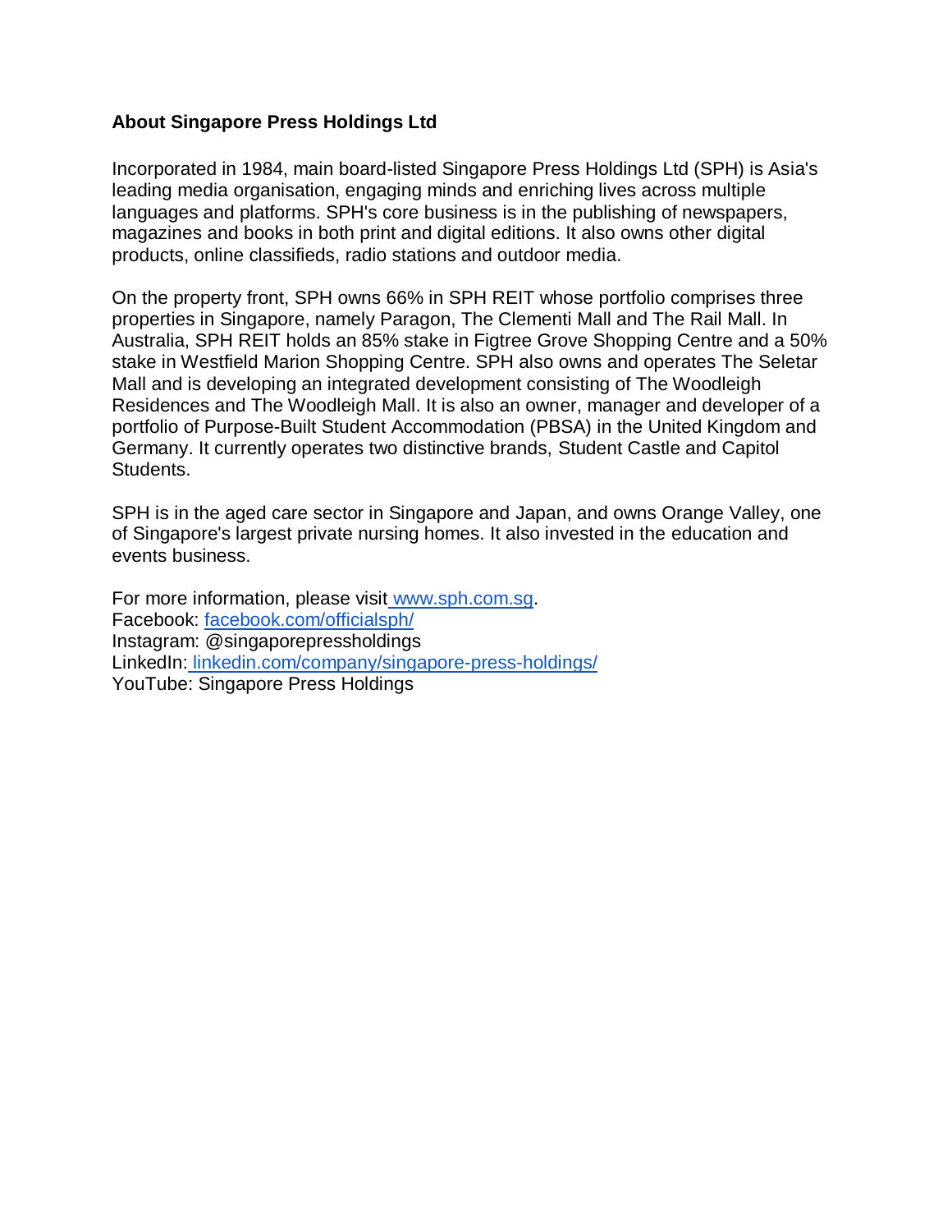**About Singapore Press Holdings Ltd**

Incorporated in 1984, main board-listed Singapore Press Holdings Ltd (SPH) is Asia's leading media organisation, engaging minds and enriching lives across multiple languages and platforms. SPH's core business is in the publishing of newspapers, magazines and books in both print and digital editions. It also owns other digital products, online classifieds, radio stations and outdoor media.

On the property front, SPH owns 66% in SPH REIT whose portfolio comprises three properties in Singapore, namely Paragon, The Clementi Mall and The Rail Mall. In Australia, SPH REIT holds an 85% stake in Figtree Grove Shopping Centre and a 50% stake in Westfield Marion Shopping Centre. SPH also owns and operates The Seletar Mall and is developing an integrated development consisting of The Woodleigh Residences and The Woodleigh Mall. It is also an owner, manager and developer of a portfolio of Purpose-Built Student Accommodation (PBSA) in the United Kingdom and Germany. It currently operates two distinctive brands, Student Castle and Capitol Students.

SPH is in the aged care sector in Singapore and Japan, and owns Orange Valley, one of Singapore's largest private nursing homes. It also invested in the education and events business.

For more information, please visit www.sph.com.sg.
Facebook: facebook.com/officialsph/
Instagram: @singaporepressholdings
LinkedIn: linkedin.com/company/singapore-press-holdings/
YouTube: Singapore Press Holdings